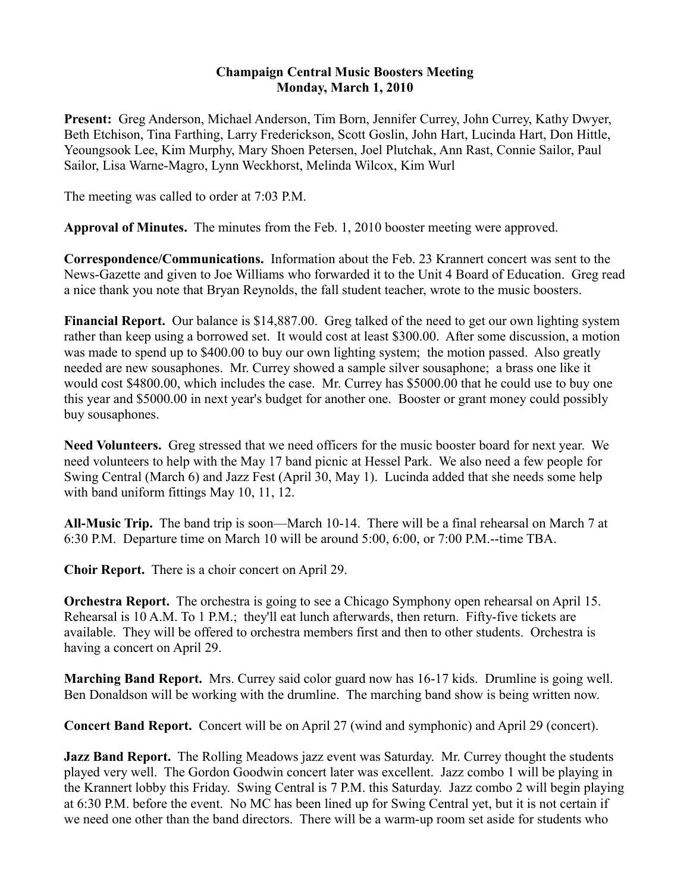**Champaign Central Music Boosters Meeting**
**Monday, March 1, 2010**

**Present:** Greg Anderson, Michael Anderson, Tim Born, Jennifer Currey, John Currey, Kathy Dwyer, Beth Etchison, Tina Farthing, Larry Frederickson, Scott Goslin, John Hart, Lucinda Hart, Don Hittle, Yeoungsook Lee, Kim Murphy, Mary Shoen Petersen, Joel Plutchak, Ann Rast, Connie Sailor, Paul Sailor, Lisa Warne-Magro, Lynn Weckhorst, Melinda Wilcox, Kim Wurl

The meeting was called to order at 7:03 P.M.

**Approval of Minutes.** The minutes from the Feb. 1, 2010 booster meeting were approved.

**Correspondence/Communications.** Information about the Feb. 23 Krannert concert was sent to the News-Gazette and given to Joe Williams who forwarded it to the Unit 4 Board of Education. Greg read a nice thank you note that Bryan Reynolds, the fall student teacher, wrote to the music boosters.

**Financial Report.** Our balance is $14,887.00. Greg talked of the need to get our own lighting system rather than keep using a borrowed set. It would cost at least $300.00. After some discussion, a motion was made to spend up to $400.00 to buy our own lighting system; the motion passed. Also greatly needed are new sousaphones. Mr. Currey showed a sample silver sousaphone; a brass one like it would cost $4800.00, which includes the case. Mr. Currey has $5000.00 that he could use to buy one this year and $5000.00 in next year's budget for another one. Booster or grant money could possibly buy sousaphones.

**Need Volunteers.** Greg stressed that we need officers for the music booster board for next year. We need volunteers to help with the May 17 band picnic at Hessel Park. We also need a few people for Swing Central (March 6) and Jazz Fest (April 30, May 1). Lucinda added that she needs some help with band uniform fittings May 10, 11, 12.

**All-Music Trip.** The band trip is soon—March 10-14. There will be a final rehearsal on March 7 at 6:30 P.M. Departure time on March 10 will be around 5:00, 6:00, or 7:00 P.M.--time TBA.

**Choir Report.** There is a choir concert on April 29.

**Orchestra Report.** The orchestra is going to see a Chicago Symphony open rehearsal on April 15. Rehearsal is 10 A.M. To 1 P.M.; they'll eat lunch afterwards, then return. Fifty-five tickets are available. They will be offered to orchestra members first and then to other students. Orchestra is having a concert on April 29.

**Marching Band Report.** Mrs. Currey said color guard now has 16-17 kids. Drumline is going well. Ben Donaldson will be working with the drumline. The marching band show is being written now.

**Concert Band Report.** Concert will be on April 27 (wind and symphonic) and April 29 (concert).

**Jazz Band Report.** The Rolling Meadows jazz event was Saturday. Mr. Currey thought the students played very well. The Gordon Goodwin concert later was excellent. Jazz combo 1 will be playing in the Krannert lobby this Friday. Swing Central is 7 P.M. this Saturday. Jazz combo 2 will begin playing at 6:30 P.M. before the event. No MC has been lined up for Swing Central yet, but it is not certain if we need one other than the band directors. There will be a warm-up room set aside for students who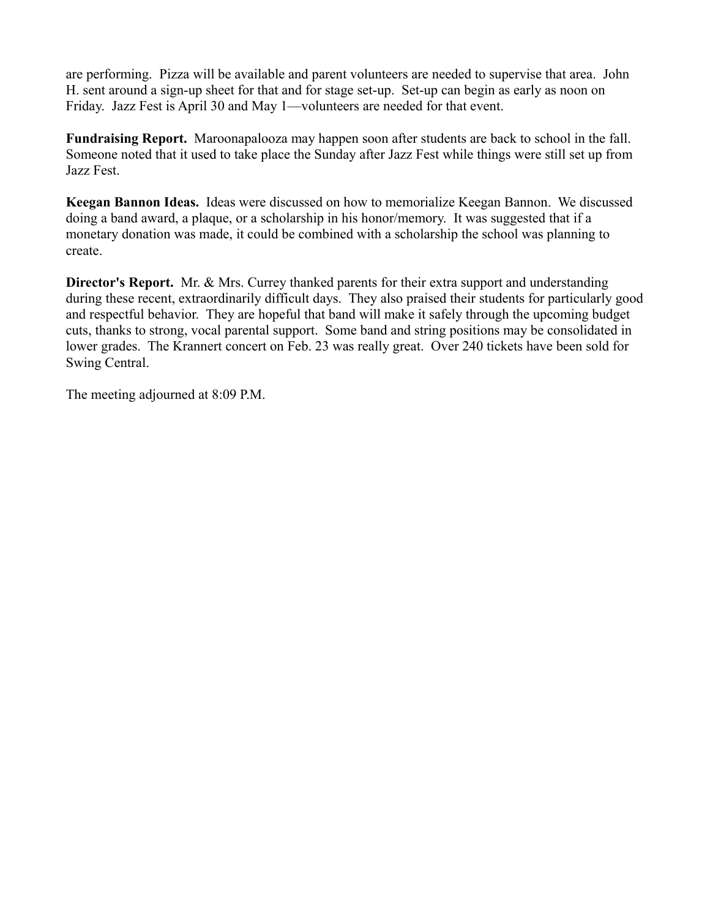are performing. Pizza will be available and parent volunteers are needed to supervise that area. John H. sent around a sign-up sheet for that and for stage set-up. Set-up can begin as early as noon on Friday. Jazz Fest is April 30 and May 1—volunteers are needed for that event.

**Fundraising Report.** Maroonapalooza may happen soon after students are back to school in the fall. Someone noted that it used to take place the Sunday after Jazz Fest while things were still set up from Jazz Fest.

**Keegan Bannon Ideas.** Ideas were discussed on how to memorialize Keegan Bannon. We discussed doing a band award, a plaque, or a scholarship in his honor/memory. It was suggested that if a monetary donation was made, it could be combined with a scholarship the school was planning to create.

**Director's Report.** Mr. & Mrs. Currey thanked parents for their extra support and understanding during these recent, extraordinarily difficult days. They also praised their students for particularly good and respectful behavior. They are hopeful that band will make it safely through the upcoming budget cuts, thanks to strong, vocal parental support. Some band and string positions may be consolidated in lower grades. The Krannert concert on Feb. 23 was really great. Over 240 tickets have been sold for Swing Central.

The meeting adjourned at 8:09 P.M.